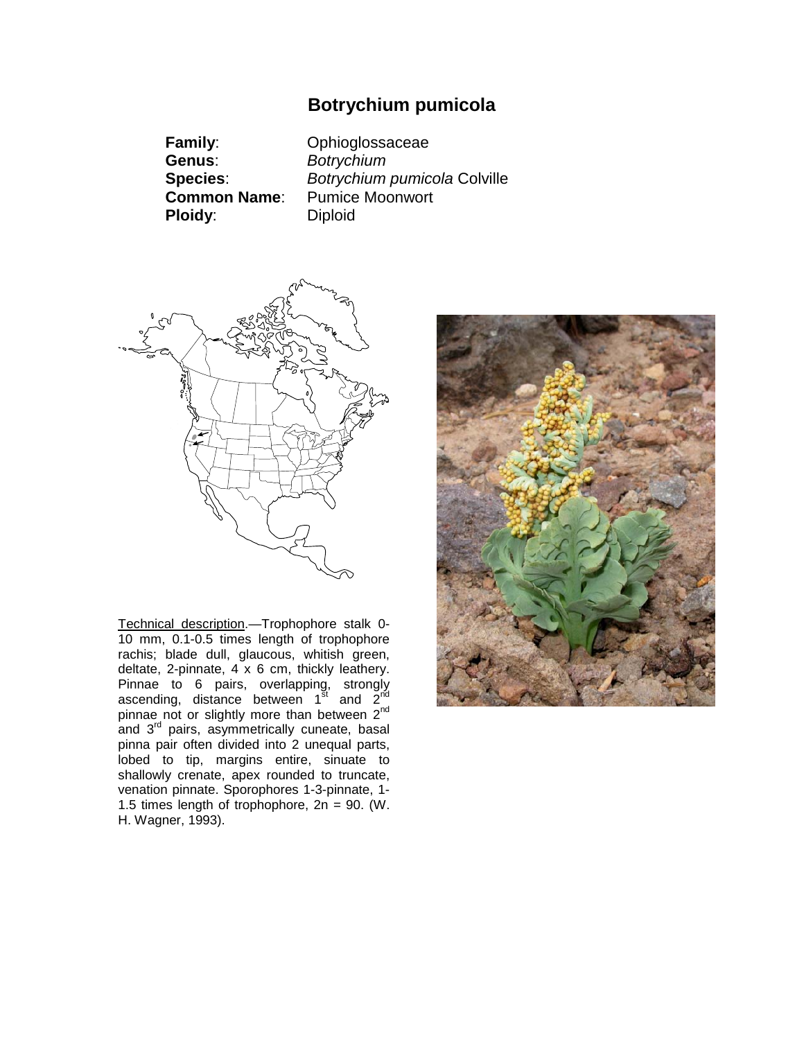# Botrychium pumicola

**Family**: Ophioglossaceae
**Genus**: *Botrychium*
**Species**: *Botrychium pumicola* Colville
**Common Name**: Pumice Moonwort
**Ploidy**: Diploid

<u>Technical description</u>.—Trophophore stalk 0-10 mm, 0.1-0.5 times length of trophophore rachis; blade dull, glaucous, whitish green, deltate, 2-pinnate, 4 x 6 cm, thickly leathery. Pinnae to 6 pairs, overlapping, strongly ascending, distance between 1st and 2nd pinnae not or slightly more than between 2nd and 3rd pairs, asymmetrically cuneate, basal pinna pair often divided into 2 unequal parts, lobed to tip, margins entire, sinuate to shallowly crenate, apex rounded to truncate, venation pinnate. Sporophores 1-3-pinnate, 1-1.5 times length of trophophore, $2n = 90$. (W. H. Wagner, 1993).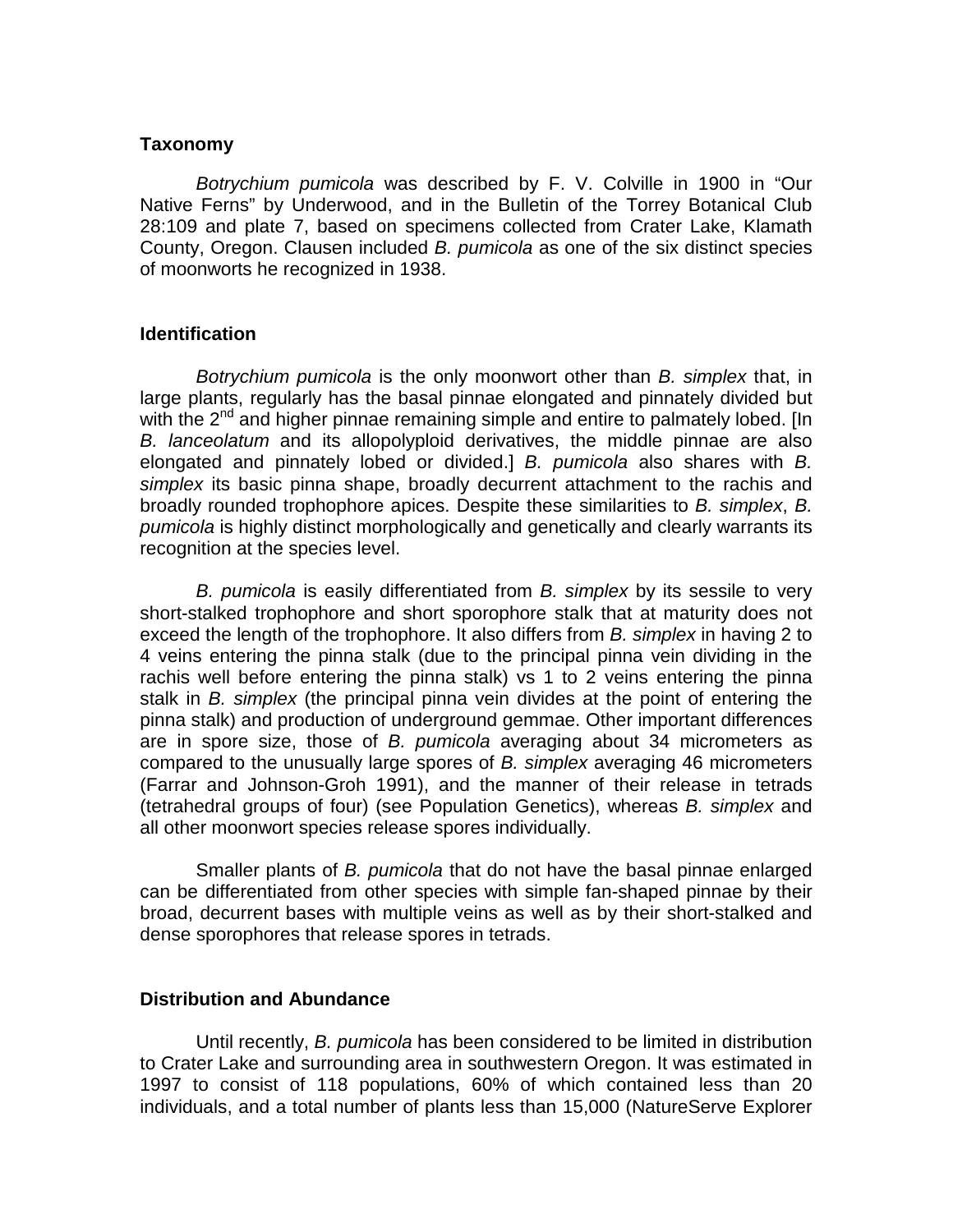## Taxonomy

*Botrychium pumicola* was described by F. V. Colville in 1900 in "Our Native Ferns" by Underwood, and in the Bulletin of the Torrey Botanical Club 28:109 and plate 7, based on specimens collected from Crater Lake, Klamath County, Oregon. Clausen included *B. pumicola* as one of the six distinct species of moonworts he recognized in 1938.

## Identification

*Botrychium pumicola* is the only moonwort other than *B. simplex* that, in large plants, regularly has the basal pinnae elongated and pinnately divided but with the 2nd and higher pinnae remaining simple and entire to palmately lobed. [In *B. lanceolatum* and its allopolyploid derivatives, the middle pinnae are also elongated and pinnately lobed or divided.] *B. pumicola* also shares with *B. simplex* its basic pinna shape, broadly decurrent attachment to the rachis and broadly rounded trophophore apices. Despite these similarities to *B. simplex*, *B. pumicola* is highly distinct morphologically and genetically and clearly warrants its recognition at the species level.

*B. pumicola* is easily differentiated from *B. simplex* by its sessile to very short-stalked trophophore and short sporophore stalk that at maturity does not exceed the length of the trophophore. It also differs from *B. simplex* in having 2 to 4 veins entering the pinna stalk (due to the principal pinna vein dividing in the rachis well before entering the pinna stalk) vs 1 to 2 veins entering the pinna stalk in *B. simplex* (the principal pinna vein divides at the point of entering the pinna stalk) and production of underground gemmae. Other important differences are in spore size, those of *B. pumicola* averaging about 34 micrometers as compared to the unusually large spores of *B. simplex* averaging 46 micrometers (Farrar and Johnson-Groh 1991), and the manner of their release in tetrads (tetrahedral groups of four) (see Population Genetics), whereas *B. simplex* and all other moonwort species release spores individually.

Smaller plants of *B. pumicola* that do not have the basal pinnae enlarged can be differentiated from other species with simple fan-shaped pinnae by their broad, decurrent bases with multiple veins as well as by their short-stalked and dense sporophores that release spores in tetrads.

## Distribution and Abundance

Until recently, *B. pumicola* has been considered to be limited in distribution to Crater Lake and surrounding area in southwestern Oregon. It was estimated in 1997 to consist of 118 populations, 60% of which contained less than 20 individuals, and a total number of plants less than 15,000 (NatureServe Explorer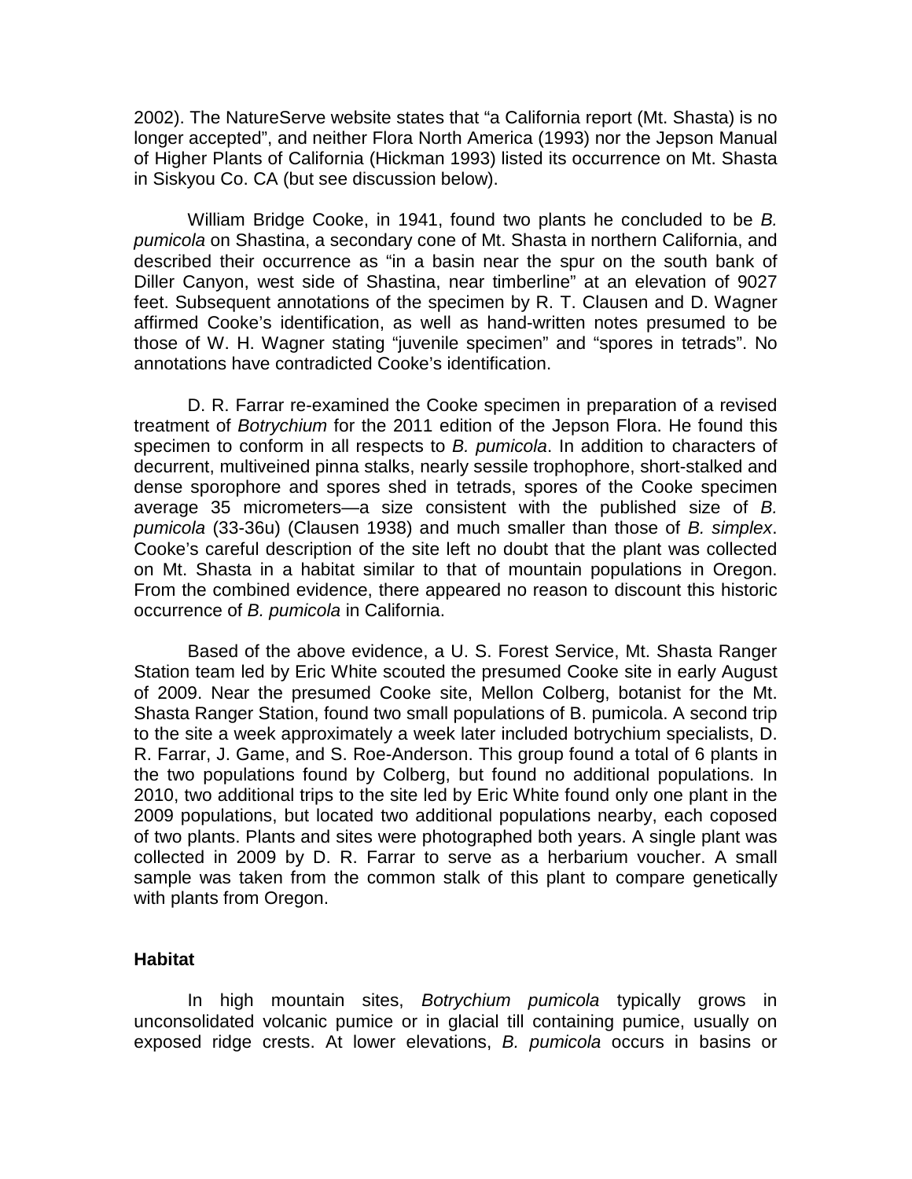2002). The NatureServe website states that "a California report (Mt. Shasta) is no longer accepted", and neither Flora North America (1993) nor the Jepson Manual of Higher Plants of California (Hickman 1993) listed its occurrence on Mt. Shasta in Siskyou Co. CA (but see discussion below).

William Bridge Cooke, in 1941, found two plants he concluded to be *B. pumicola* on Shastina, a secondary cone of Mt. Shasta in northern California, and described their occurrence as "in a basin near the spur on the south bank of Diller Canyon, west side of Shastina, near timberline" at an elevation of 9027 feet. Subsequent annotations of the specimen by R. T. Clausen and D. Wagner affirmed Cooke's identification, as well as hand-written notes presumed to be those of W. H. Wagner stating "juvenile specimen" and "spores in tetrads". No annotations have contradicted Cooke's identification.

D. R. Farrar re-examined the Cooke specimen in preparation of a revised treatment of *Botrychium* for the 2011 edition of the Jepson Flora. He found this specimen to conform in all respects to *B. pumicola*. In addition to characters of decurrent, multiveined pinna stalks, nearly sessile trophophore, short-stalked and dense sporophore and spores shed in tetrads, spores of the Cooke specimen average 35 micrometers—a size consistent with the published size of *B. pumicola* (33-36u) (Clausen 1938) and much smaller than those of *B. simplex*. Cooke's careful description of the site left no doubt that the plant was collected on Mt. Shasta in a habitat similar to that of mountain populations in Oregon. From the combined evidence, there appeared no reason to discount this historic occurrence of *B. pumicola* in California.

Based of the above evidence, a U. S. Forest Service, Mt. Shasta Ranger Station team led by Eric White scouted the presumed Cooke site in early August of 2009. Near the presumed Cooke site, Mellon Colberg, botanist for the Mt. Shasta Ranger Station, found two small populations of B. pumicola. A second trip to the site a week approximately a week later included botrychium specialists, D. R. Farrar, J. Game, and S. Roe-Anderson. This group found a total of 6 plants in the two populations found by Colberg, but found no additional populations. In 2010, two additional trips to the site led by Eric White found only one plant in the 2009 populations, but located two additional populations nearby, each coposed of two plants. Plants and sites were photographed both years. A single plant was collected in 2009 by D. R. Farrar to serve as a herbarium voucher. A small sample was taken from the common stalk of this plant to compare genetically with plants from Oregon.

## Habitat

In high mountain sites, *Botrychium pumicola* typically grows in unconsolidated volcanic pumice or in glacial till containing pumice, usually on exposed ridge crests. At lower elevations, *B. pumicola* occurs in basins or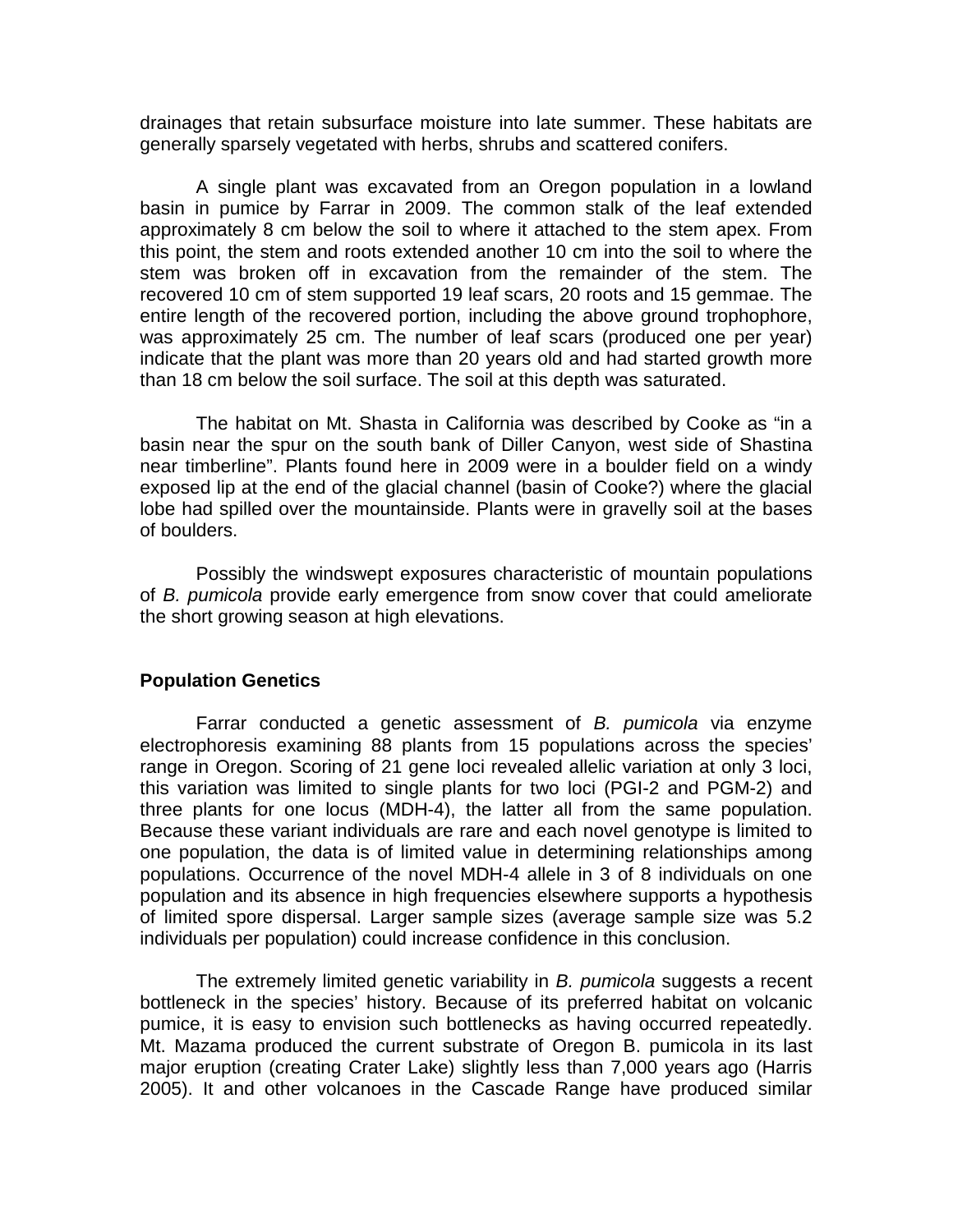drainages that retain subsurface moisture into late summer. These habitats are generally sparsely vegetated with herbs, shrubs and scattered conifers.

A single plant was excavated from an Oregon population in a lowland basin in pumice by Farrar in 2009. The common stalk of the leaf extended approximately 8 cm below the soil to where it attached to the stem apex. From this point, the stem and roots extended another 10 cm into the soil to where the stem was broken off in excavation from the remainder of the stem. The recovered 10 cm of stem supported 19 leaf scars, 20 roots and 15 gemmae. The entire length of the recovered portion, including the above ground trophophore, was approximately 25 cm. The number of leaf scars (produced one per year) indicate that the plant was more than 20 years old and had started growth more than 18 cm below the soil surface. The soil at this depth was saturated.

The habitat on Mt. Shasta in California was described by Cooke as "in a basin near the spur on the south bank of Diller Canyon, west side of Shastina near timberline". Plants found here in 2009 were in a boulder field on a windy exposed lip at the end of the glacial channel (basin of Cooke?) where the glacial lobe had spilled over the mountainside. Plants were in gravelly soil at the bases of boulders.

Possibly the windswept exposures characteristic of mountain populations of *B. pumicola* provide early emergence from snow cover that could ameliorate the short growing season at high elevations.

## Population Genetics

Farrar conducted a genetic assessment of *B. pumicola* via enzyme electrophoresis examining 88 plants from 15 populations across the species' range in Oregon. Scoring of 21 gene loci revealed allelic variation at only 3 loci, this variation was limited to single plants for two loci (PGI-2 and PGM-2) and three plants for one locus (MDH-4), the latter all from the same population. Because these variant individuals are rare and each novel genotype is limited to one population, the data is of limited value in determining relationships among populations. Occurrence of the novel MDH-4 allele in 3 of 8 individuals on one population and its absence in high frequencies elsewhere supports a hypothesis of limited spore dispersal. Larger sample sizes (average sample size was 5.2 individuals per population) could increase confidence in this conclusion.

The extremely limited genetic variability in *B. pumicola* suggests a recent bottleneck in the species' history. Because of its preferred habitat on volcanic pumice, it is easy to envision such bottlenecks as having occurred repeatedly. Mt. Mazama produced the current substrate of Oregon B. pumicola in its last major eruption (creating Crater Lake) slightly less than 7,000 years ago (Harris 2005). It and other volcanoes in the Cascade Range have produced similar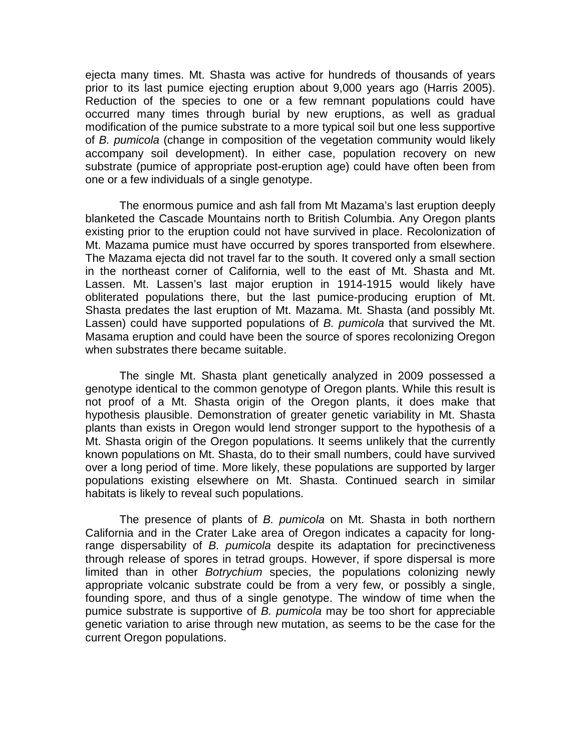ejecta many times. Mt. Shasta was active for hundreds of thousands of years prior to its last pumice ejecting eruption about 9,000 years ago (Harris 2005). Reduction of the species to one or a few remnant populations could have occurred many times through burial by new eruptions, as well as gradual modification of the pumice substrate to a more typical soil but one less supportive of *B. pumicola* (change in composition of the vegetation community would likely accompany soil development). In either case, population recovery on new substrate (pumice of appropriate post-eruption age) could have often been from one or a few individuals of a single genotype.

The enormous pumice and ash fall from Mt Mazama's last eruption deeply blanketed the Cascade Mountains north to British Columbia. Any Oregon plants existing prior to the eruption could not have survived in place. Recolonization of Mt. Mazama pumice must have occurred by spores transported from elsewhere. The Mazama ejecta did not travel far to the south. It covered only a small section in the northeast corner of California, well to the east of Mt. Shasta and Mt. Lassen. Mt. Lassen's last major eruption in 1914-1915 would likely have obliterated populations there, but the last pumice-producing eruption of Mt. Shasta predates the last eruption of Mt. Mazama. Mt. Shasta (and possibly Mt. Lassen) could have supported populations of *B. pumicola* that survived the Mt. Masama eruption and could have been the source of spores recolonizing Oregon when substrates there became suitable.

The single Mt. Shasta plant genetically analyzed in 2009 possessed a genotype identical to the common genotype of Oregon plants. While this result is not proof of a Mt. Shasta origin of the Oregon plants, it does make that hypothesis plausible. Demonstration of greater genetic variability in Mt. Shasta plants than exists in Oregon would lend stronger support to the hypothesis of a Mt. Shasta origin of the Oregon populations. It seems unlikely that the currently known populations on Mt. Shasta, do to their small numbers, could have survived over a long period of time. More likely, these populations are supported by larger populations existing elsewhere on Mt. Shasta. Continued search in similar habitats is likely to reveal such populations.

The presence of plants of *B. pumicola* on Mt. Shasta in both northern California and in the Crater Lake area of Oregon indicates a capacity for long-range dispersability of *B. pumicola* despite its adaptation for precinctiveness through release of spores in tetrad groups. However, if spore dispersal is more limited than in other *Botrychium* species, the populations colonizing newly appropriate volcanic substrate could be from a very few, or possibly a single, founding spore, and thus of a single genotype. The window of time when the pumice substrate is supportive of *B. pumicola* may be too short for appreciable genetic variation to arise through new mutation, as seems to be the case for the current Oregon populations.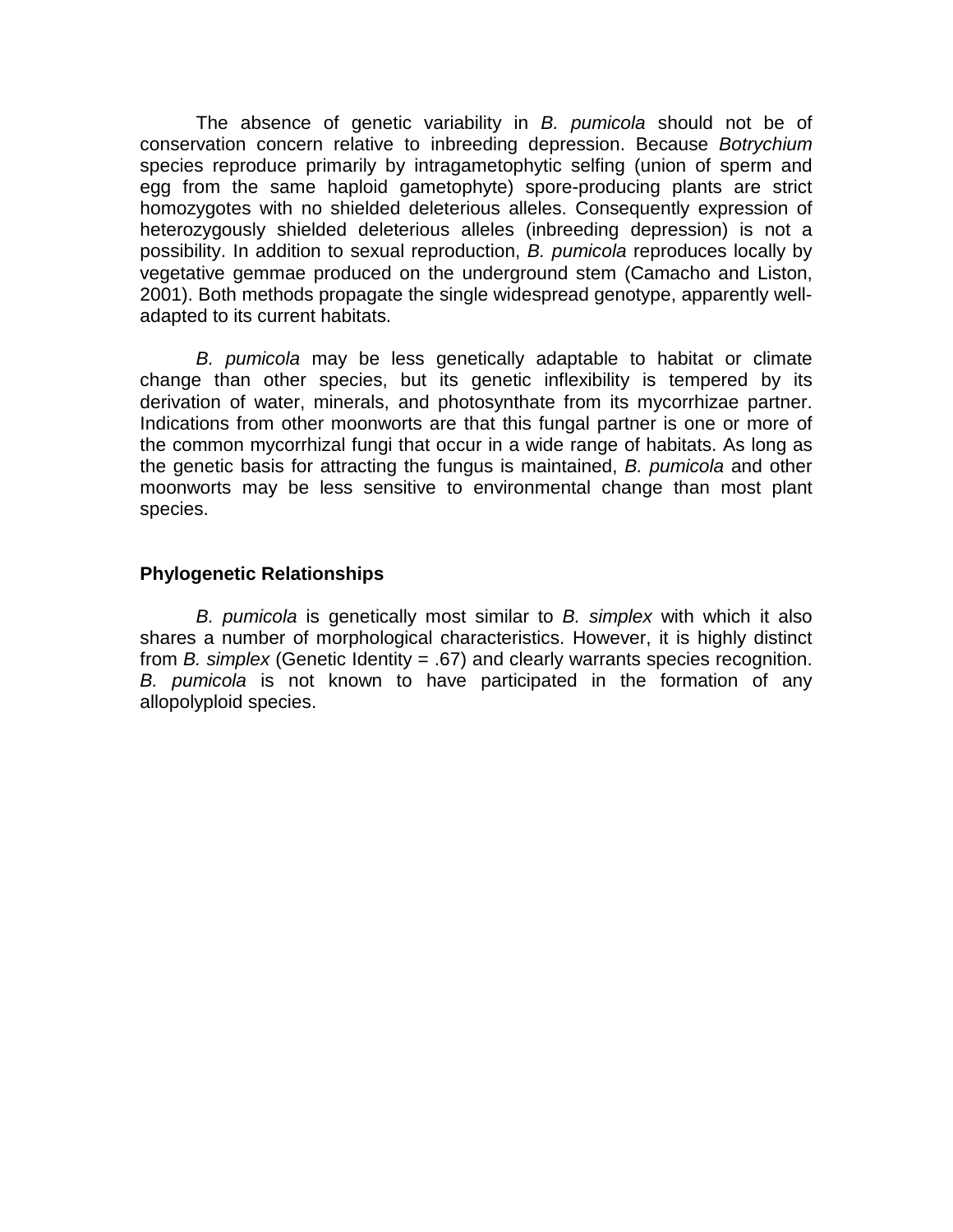The absence of genetic variability in *B. pumicola* should not be of conservation concern relative to inbreeding depression. Because *Botrychium* species reproduce primarily by intragametophytic selfing (union of sperm and egg from the same haploid gametophyte) spore-producing plants are strict homozygotes with no shielded deleterious alleles. Consequently expression of heterozygously shielded deleterious alleles (inbreeding depression) is not a possibility. In addition to sexual reproduction, *B. pumicola* reproduces locally by vegetative gemmae produced on the underground stem (Camacho and Liston, 2001). Both methods propagate the single widespread genotype, apparently well-adapted to its current habitats.

*B. pumicola* may be less genetically adaptable to habitat or climate change than other species, but its genetic inflexibility is tempered by its derivation of water, minerals, and photosynthate from its mycorrhizae partner. Indications from other moonworts are that this fungal partner is one or more of the common mycorrhizal fungi that occur in a wide range of habitats. As long as the genetic basis for attracting the fungus is maintained, *B. pumicola* and other moonworts may be less sensitive to environmental change than most plant species.

**Phylogenetic Relationships**

*B. pumicola* is genetically most similar to *B. simplex* with which it also shares a number of morphological characteristics. However, it is highly distinct from *B. simplex* (Genetic Identity = .67) and clearly warrants species recognition. *B. pumicola* is not known to have participated in the formation of any allopolyploid species.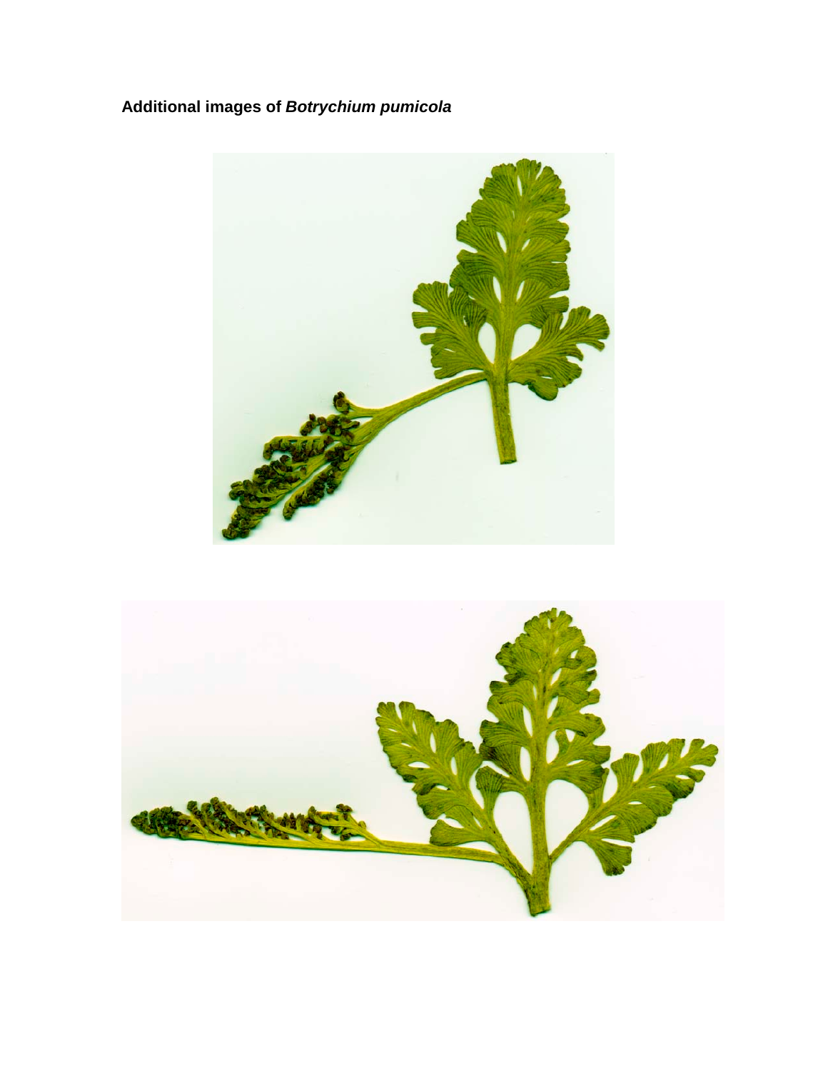**Additional images of *Botrychium pumicola***